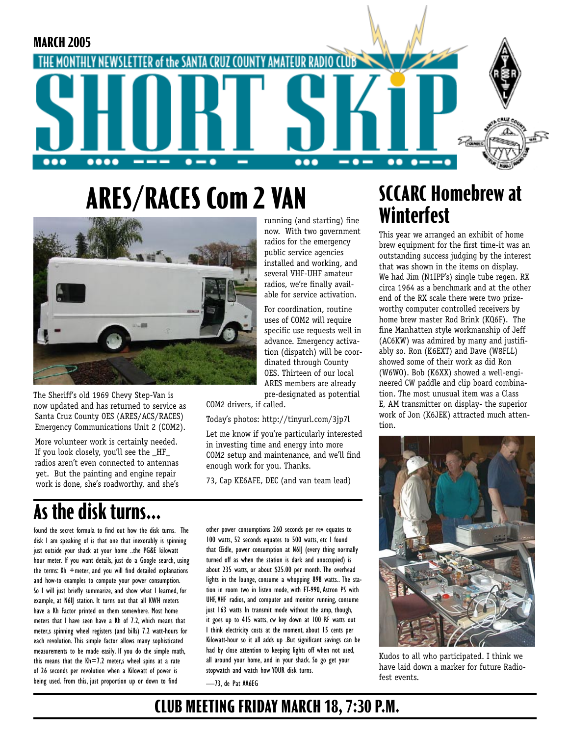MARCH 2005

THE MONTHLY NEWSLETTER of the SANTA CRUZ COUNTY AMATEUR RADIO CLUB

# SHORT SKiP

## ARES/RACES Com 2 VAN

The Sheriff's old 1969 Chevy Step-Van is now updated and has returned to service as Santa Cruz County OES (ARES/ACS/RACES) Emergency Communications Unit 2 (COM2).

More volunteer work is certainly needed. If you look closely, you'll see the _HF_ radios aren't even connected to antennas yet. But the painting and engine repair work is done, she's roadworthy, and she's running (and starting) fine now. With two government radios for the emergency public service agencies installed and working, and several VHF-UHF amateur radios, we're finally available for service activation.

For coordination, routine uses of COM2 will require specific use requests well in advance. Emergency activation (dispatch) will be coordinated through County OES. Thirteen of our local ARES members are already pre-designated as potential COM2 drivers, if called.

Today's photos: http://tinyurl.com/3jp7l

Let me know if you're particularly interested in investing time and energy into more COM2 setup and maintenance, and we'll find enough work for you. Thanks.

73, Cap KE6AFE, DEC (and van team lead)

## As the disk turns...

found the secret formula to find out how the disk turns. The disk I am speaking of is that one that inexorably is spinning just outside your shack at your home ..the PG&E kilowatt hour meter. If you want details, just do a Google search, using the terms: Kh + meter, and you will find detailed explanations and how-to examples to compute your power consumption. So I will just briefly summarize, and show what I learned, for example, at N6IJ station. It turns out that all KWH meters have a Kh Factor printed on them somewhere. Most home meters that I have seen have a Kh of 7.2, which means that meter,s spinning wheel registers (and bills) 7.2 watt-hours for each revolution. This simple factor allows many sophisticated measurements to be made easily. If you do the simple math, this means that the Kh=7.2 meter,s wheel spins at a rate of 26 seconds per revolution when a Kilowatt of power is being used. From this, just proportion up or down to find other power consumptions 260 seconds per rev equates to 100 watts, 52 seconds equates to 500 watts, etc I found that Œidle, power consumption at N6IJ (every thing normally turned off as when the station is dark and unoccupied) is about 235 watts, or about $25.00 per month. The overhead lights in the lounge, consume a whopping 898 watts.. The station in room two in listen mode, with FT-990, Astron PS with UHF, VHF radios, and computer and monitor running, consume just 163 watts In transmit mode without the amp, though, it goes up to 415 watts, cw key down at 100 RF watts out I think electricity costs at the moment, about 15 cents per Kilowatt-hour so it all adds up .But significant savings can be had by close attention to keeping lights off when not used, all around your home, and in your shack. So go get your stopwatch and watch how YOUR disk turns.

—73, de Pat AA6EG

## SCCARC Homebrew at Winterfest

This year we arranged an exhibit of home brew equipment for the first time-it was an outstanding success judging by the interest that was shown in the items on display. We had Jim (N1IPP's) single tube regen. RX circa 1964 as a benchmark and at the other end of the RX scale there were two prize-worthy computer controlled receivers by home brew master Rod Brink (KQ6F). The fine Manhatten style workmanship of Jeff (AC6KW) was admired by many and justifiably so. Ron (K6EXT) and Dave (W8FLL) showed some of their work as did Ron (W6WO). Bob (K6XX) showed a well-engineered CW paddle and clip board combination. The most unusual item was a Class E, AM transmitter on display- the superior work of Jon (K6JEK) attracted much attention.

Kudos to all who participated. I think we have laid down a marker for future Radiofest events.

## CLUB MEETING FRIDAY MARCH 18, 7:30 P.M.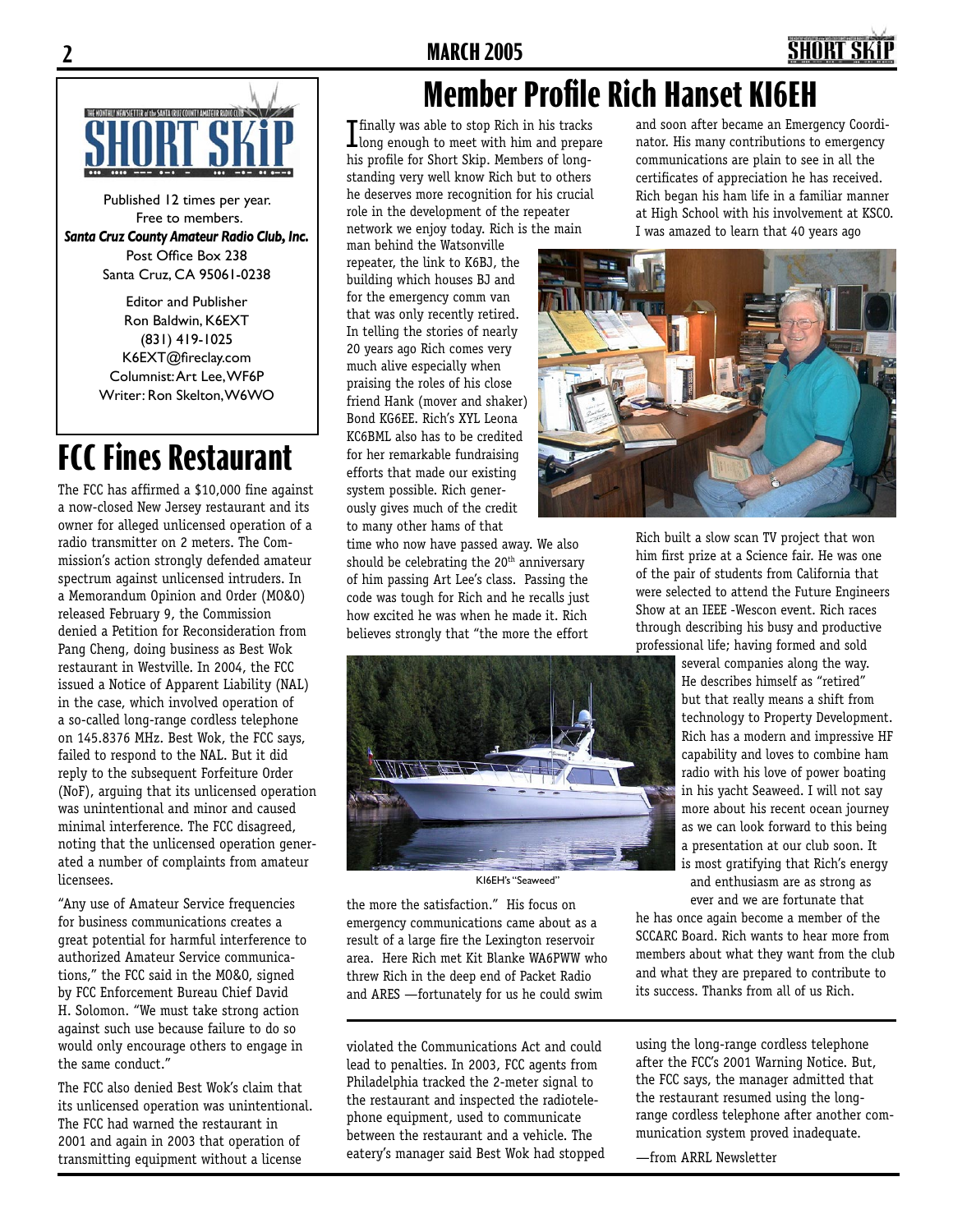Published 12 times per year.
Free to members.
***Santa Cruz County Amateur Radio Club, Inc.***
Post Office Box 238
Santa Cruz, CA 95061-0238

Editor and Publisher
Ron Baldwin, K6EXT
(831) 419-1025
K6EXT@fireclay.com
Columnist: Art Lee, WF6P
Writer: Ron Skelton, W6WO

# FCC Fines Restaurant

The FCC has affirmed a $10,000 fine against a now-closed New Jersey restaurant and its owner for alleged unlicensed operation of a radio transmitter on 2 meters. The Commission's action strongly defended amateur spectrum against unlicensed intruders. In a Memorandum Opinion and Order (MO&O) released February 9, the Commission denied a Petition for Reconsideration from Pang Cheng, doing business as Best Wok restaurant in Westville. In 2004, the FCC issued a Notice of Apparent Liability (NAL) in the case, which involved operation of a so-called long-range cordless telephone on 145.8376 MHz. Best Wok, the FCC says, failed to respond to the NAL. But it did reply to the subsequent Forfeiture Order (NoF), arguing that its unlicensed operation was unintentional and minor and caused minimal interference. The FCC disagreed, noting that the unlicensed operation generated a number of complaints from amateur licensees.

"Any use of Amateur Service frequencies for business communications creates a great potential for harmful interference to authorized Amateur Service communications," the FCC said in the MO&O, signed by FCC Enforcement Bureau Chief David H. Solomon. "We must take strong action against such use because failure to do so would only encourage others to engage in the same conduct."

The FCC also denied Best Wok's claim that its unlicensed operation was unintentional. The FCC had warned the restaurant in 2001 and again in 2003 that operation of transmitting equipment without a license violated the Communications Act and could lead to penalties. In 2003, FCC agents from Philadelphia tracked the 2-meter signal to the restaurant and inspected the radiotelephone equipment, used to communicate between the restaurant and a vehicle. The eatery's manager said Best Wok had stopped using the long-range cordless telephone after the FCC's 2001 Warning Notice. But, the FCC says, the manager admitted that the restaurant resumed using the long-range cordless telephone after another communication system proved inadequate.

—from ARRL Newsletter

# Member Profile Rich Hanset KI6EH

I finally was able to stop Rich in his tracks long enough to meet with him and prepare his profile for Short Skip. Members of long-standing very well know Rich but to others he deserves more recognition for his crucial role in the development of the repeater network we enjoy today. Rich is the main man behind the Watsonville repeater, the link to K6BJ, the building which houses BJ and for the emergency comm van that was only recently retired. In telling the stories of nearly 20 years ago Rich comes very much alive especially when praising the roles of his close friend Hank (mover and shaker) Bond KG6EE. Rich's XYL Leona KC6BML also has to be credited for her remarkable fundraising efforts that made our existing system possible. Rich generously gives much of the credit to many other hams of that time who now have passed away. We also should be celebrating the 20th anniversary of him passing Art Lee's class. Passing the code was tough for Rich and he recalls just how excited he was when he made it. Rich believes strongly that "the more the effort the more the satisfaction." His focus on emergency communications came about as a result of a large fire the Lexington reservoir area. Here Rich met Kit Blanke WA6PWW who threw Rich in the deep end of Packet Radio and ARES —fortunately for us he could swim and soon after became an Emergency Coordinator. His many contributions to emergency communications are plain to see in all the certificates of appreciation he has received. Rich began his ham life in a familiar manner at High School with his involvement at KSCO. I was amazed to learn that 40 years ago Rich built a slow scan TV project that won him first prize at a Science fair. He was one of the pair of students from California that were selected to attend the Future Engineers Show at an IEEE -Wescon event. Rich races through describing his busy and productive professional life; having formed and sold several companies along the way. He describes himself as "retired" but that really means a shift from technology to Property Development. Rich has a modern and impressive HF capability and loves to combine ham radio with his love of power boating in his yacht Seaweed. I will not say more about his recent ocean journey as we can look forward to this being a presentation at our club soon. It is most gratifying that Rich's energy and enthusiasm are as strong as ever and we are fortunate that he has once again become a member of the SCCARC Board. Rich wants to hear more from members about what they want from the club and what they are prepared to contribute to its success. Thanks from all of us Rich.

KI6EH's "Seaweed"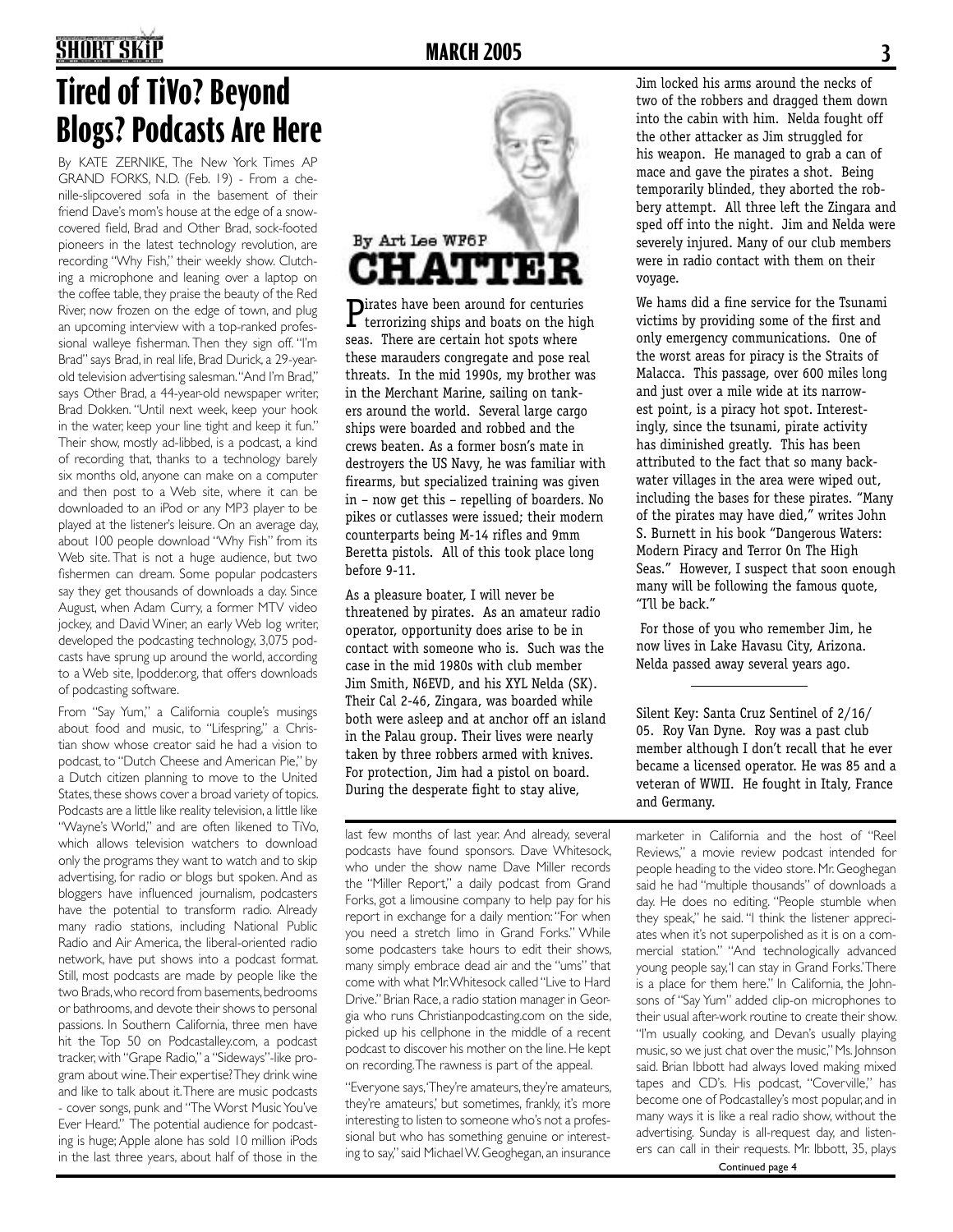# Tired of TiVo? Beyond Blogs? Podcasts Are Here

By KATE ZERNIKE, The New York Times AP GRAND FORKS, N.D. (Feb. 19) - From a chenille-slipcovered sofa in the basement of their friend Dave's mom's house at the edge of a snow-covered field, Brad and Other Brad, sock-footed pioneers in the latest technology revolution, are recording "Why Fish," their weekly show. Clutching a microphone and leaning over a laptop on the coffee table, they praise the beauty of the Red River, now frozen on the edge of town, and plug an upcoming interview with a top-ranked professional walleye fisherman. Then they sign off. "I'm Brad" says Brad, in real life, Brad Durick, a 29-year-old television advertising salesman. "And I'm Brad," says Other Brad, a 44-year-old newspaper writer, Brad Dokken. "Until next week, keep your hook in the water, keep your line tight and keep it fun." Their show, mostly ad-libbed, is a podcast, a kind of recording that, thanks to a technology barely six months old, anyone can make on a computer and then post to a Web site, where it can be downloaded to an iPod or any MP3 player to be played at the listener's leisure. On an average day, about 100 people download "Why Fish" from its Web site. That is not a huge audience, but two fishermen can dream. Some popular podcasters say they get thousands of downloads a day. Since August, when Adam Curry, a former MTV video jockey, and David Winer, an early Web log writer, developed the podcasting technology, 3,075 podcasts have sprung up around the world, according to a Web site, Ipodder.org, that offers downloads of podcasting software.

From "Say Yum," a California couple's musings about food and music, to "Lifespring," a Christian show whose creator said he had a vision to podcast, to "Dutch Cheese and American Pie," by a Dutch citizen planning to move to the United States, these shows cover a broad variety of topics. Podcasts are a little like reality television, a little like "Wayne's World," and are often likened to TiVo, which allows television watchers to download only the programs they want to watch and to skip advertising, for radio or blogs but spoken. And as bloggers have influenced journalism, podcasters have the potential to transform radio. Already many radio stations, including National Public Radio and Air America, the liberal-oriented radio network, have put shows into a podcast format. Still, most podcasts are made by people like the two Brads, who record from basements, bedrooms or bathrooms, and devote their shows to personal passions. In Southern California, three men have hit the Top 50 on Podcastalley.com, a podcast tracker, with "Grape Radio," a "Sideways"-like program about wine. Their expertise? They drink wine and like to talk about it. There are music podcasts - cover songs, punk and "The Worst Music You've Ever Heard." The potential audience for podcasting is huge; Apple alone has sold 10 million iPods in the last three years, about half of those in the last few months of last year. And already, several podcasts have found sponsors. Dave Whitesock, who under the show name Dave Miller records the "Miller Report," a daily podcast from Grand Forks, got a limousine company to help pay for his report in exchange for a daily mention: "For when you need a stretch limo in Grand Forks." While some podcasters take hours to edit their shows, many simply embrace dead air and the "ums" that come with what Mr. Whitesock called "Live to Hard Drive." Brian Race, a radio station manager in Georgia who runs Christianpodcasting.com on the side, picked up his cellphone in the middle of a recent podcast to discover his mother on the line. He kept on recording. The rawness is part of the appeal.

"Everyone says, 'They're amateurs, they're amateurs, they're amateurs,' but sometimes, frankly, it's more interesting to listen to someone who's not a professional but who has something genuine or interesting to say," said Michael W. Geoghegan, an insurance marketer in California and the host of "Reel Reviews," a movie review podcast intended for people heading to the video store. Mr. Geoghegan said he had "multiple thousands" of downloads a day. He does no editing. "People stumble when they speak," he said. "I think the listener appreciates when it's not superpolished as it is on a commercial station." "And technologically advanced young people say, 'I can stay in Grand Forks.' There is a place for them here." In California, the Johnsons of "Say Yum" added clip-on microphones to their usual after-work routine to create their show. "I'm usually cooking, and Devan's usually playing music, so we just chat over the music," Ms. Johnson said. Brian Ibbott had always loved making mixed tapes and CD's. His podcast, "Coverville," has become one of Podcastalley's most popular, and in many ways it is like a real radio show, without the advertising. Sunday is all-request day, and listeners can call in their requests. Mr. Ibbott, 35, plays

Continued page 4

# CHATTER

By Art Lee WF6P

Pirates have been around for centuries terrorizing ships and boats on the high seas. There are certain hot spots where these marauders congregate and pose real threats. In the mid 1990s, my brother was in the Merchant Marine, sailing on tankers around the world. Several large cargo ships were boarded and robbed and the crews beaten. As a former bosn's mate in destroyers the US Navy, he was familiar with firearms, but specialized training was given in – now get this – repelling of boarders. No pikes or cutlasses were issued; their modern counterparts being M-14 rifles and 9mm Beretta pistols. All of this took place long before 9-11.

As a pleasure boater, I will never be threatened by pirates. As an amateur radio operator, opportunity does arise to be in contact with someone who is. Such was the case in the mid 1980s with club member Jim Smith, N6EVD, and his XYL Nelda (SK). Their Cal 2-46, Zingara, was boarded while both were asleep and at anchor off an island in the Palau group. Their lives were nearly taken by three robbers armed with knives. For protection, Jim had a pistol on board. During the desperate fight to stay alive, Jim locked his arms around the necks of two of the robbers and dragged them down into the cabin with him. Nelda fought off the other attacker as Jim struggled for his weapon. He managed to grab a can of mace and gave the pirates a shot. Being temporarily blinded, they aborted the robbery attempt. All three left the Zingara and sped off into the night. Jim and Nelda were severely injured. Many of our club members were in radio contact with them on their voyage.

We hams did a fine service for the Tsunami victims by providing some of the first and only emergency communications. One of the worst areas for piracy is the Straits of Malacca. This passage, over 600 miles long and just over a mile wide at its narrowest point, is a piracy hot spot. Interestingly, since the tsunami, pirate activity has diminished greatly. This has been attributed to the fact that so many backwater villages in the area were wiped out, including the bases for these pirates. "Many of the pirates may have died," writes John S. Burnett in his book "Dangerous Waters: Modern Piracy and Terror On The High Seas." However, I suspect that soon enough many will be following the famous quote, "I'll be back."

For those of you who remember Jim, he now lives in Lake Havasu City, Arizona. Nelda passed away several years ago.

---

Silent Key: Santa Cruz Sentinel of 2/16/05. Roy Van Dyne. Roy was a past club member although I don't recall that he ever became a licensed operator. He was 85 and a veteran of WWII. He fought in Italy, France and Germany.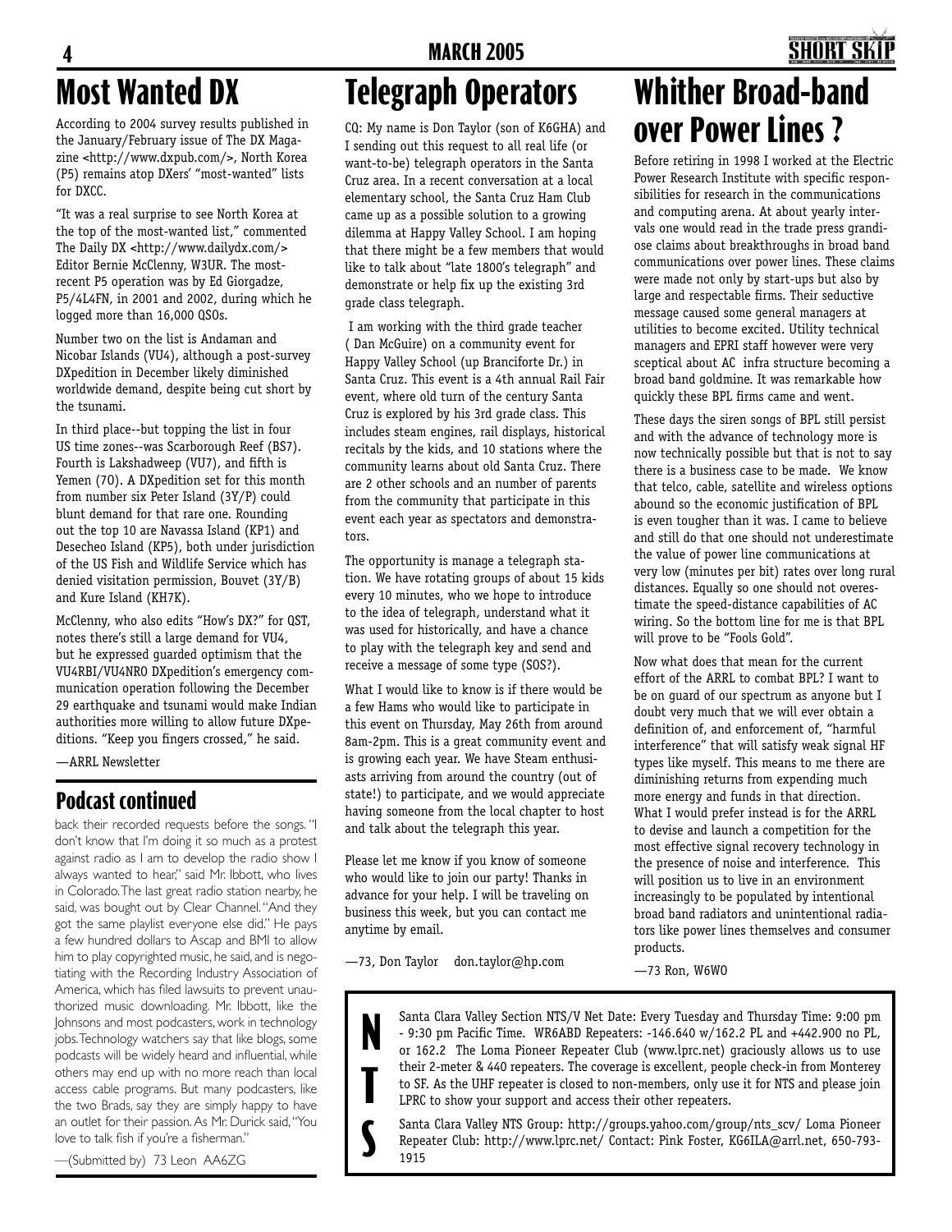# Most Wanted DX

According to 2004 survey results published in the January/February issue of The DX Magazine <http://www.dxpub.com/>, North Korea (P5) remains atop DXers' "most-wanted" lists for DXCC.

"It was a real surprise to see North Korea at the top of the most-wanted list," commented The Daily DX <http://www.dailydx.com/> Editor Bernie McClenny, W3UR. The most-recent P5 operation was by Ed Giorgadze, P5/4L4FN, in 2001 and 2002, during which he logged more than 16,000 QSOs.

Number two on the list is Andaman and Nicobar Islands (VU4), although a post-survey DXpedition in December likely diminished worldwide demand, despite being cut short by the tsunami.

In third place--but topping the list in four US time zones--was Scarborough Reef (BS7). Fourth is Lakshadweep (VU7), and fifth is Yemen (7O). A DXpedition set for this month from number six Peter Island (3Y/P) could blunt demand for that rare one. Rounding out the top 10 are Navassa Island (KP1) and Desecheo Island (KP5), both under jurisdiction of the US Fish and Wildlife Service which has denied visitation permission, Bouvet (3Y/B) and Kure Island (KH7K).

McClenny, who also edits "How's DX?" for QST, notes there's still a large demand for VU4, but he expressed guarded optimism that the VU4RBI/VU4NRO DXpedition's emergency communication operation following the December 29 earthquake and tsunami would make Indian authorities more willing to allow future DXpeditions. "Keep you fingers crossed," he said.

—ARRL Newsletter

## Podcast continued

back their recorded requests before the songs. "I don't know that I'm doing it so much as a protest against radio as I am to develop the radio show I always wanted to hear," said Mr. Ibbott, who lives in Colorado. The last great radio station nearby, he said, was bought out by Clear Channel. "And they got the same playlist everyone else did." He pays a few hundred dollars to Ascap and BMI to allow him to play copyrighted music, he said, and is negotiating with the Recording Industry Association of America, which has filed lawsuits to prevent unauthorized music downloading. Mr. Ibbott, like the Johnsons and most podcasters, work in technology jobs. Technology watchers say that like blogs, some podcasts will be widely heard and influential, while others may end up with no more reach than local access cable programs. But many podcasters, like the two Brads, say they are simply happy to have an outlet for their passion. As Mr. Durick said, "You love to talk fish if you're a fisherman."

—(Submitted by) 73 Leon AA6ZG

# Telegraph Operators

CQ: My name is Don Taylor (son of K6GHA) and I sending out this request to all real life (or want-to-be) telegraph operators in the Santa Cruz area. In a recent conversation at a local elementary school, the Santa Cruz Ham Club came up as a possible solution to a growing dilemma at Happy Valley School. I am hoping that there might be a few members that would like to talk about "late 1800's telegraph" and demonstrate or help fix up the existing 3rd grade class telegraph.

I am working with the third grade teacher ( Dan McGuire) on a community event for Happy Valley School (up Branciforte Dr.) in Santa Cruz. This event is a 4th annual Rail Fair event, where old turn of the century Santa Cruz is explored by his 3rd grade class. This includes steam engines, rail displays, historical recitals by the kids, and 10 stations where the community learns about old Santa Cruz. There are 2 other schools and an number of parents from the community that participate in this event each year as spectators and demonstrators.

The opportunity is manage a telegraph station. We have rotating groups of about 15 kids every 10 minutes, who we hope to introduce to the idea of telegraph, understand what it was used for historically, and have a chance to play with the telegraph key and send and receive a message of some type (SOS?).

What I would like to know is if there would be a few Hams who would like to participate in this event on Thursday, May 26th from around 8am-2pm. This is a great community event and is growing each year. We have Steam enthusiasts arriving from around the country (out of state!) to participate, and we would appreciate having someone from the local chapter to host and talk about the telegraph this year.

Please let me know if you know of someone who would like to join our party! Thanks in advance for your help. I will be traveling on business this week, but you can contact me anytime by email.

—73, Don Taylor don.taylor@hp.com

# Whither Broad-band over Power Lines ?

Before retiring in 1998 I worked at the Electric Power Research Institute with specific responsibilities for research in the communications and computing arena. At about yearly intervals one would read in the trade press grandiose claims about breakthroughs in broad band communications over power lines. These claims were made not only by start-ups but also by large and respectable firms. Their seductive message caused some general managers at utilities to become excited. Utility technical managers and EPRI staff however were very sceptical about AC infra structure becoming a broad band goldmine. It was remarkable how quickly these BPL firms came and went.

These days the siren songs of BPL still persist and with the advance of technology more is now technically possible but that is not to say there is a business case to be made. We know that telco, cable, satellite and wireless options abound so the economic justification of BPL is even tougher than it was. I came to believe and still do that one should not underestimate the value of power line communications at very low (minutes per bit) rates over long rural distances. Equally so one should not overestimate the speed-distance capabilities of AC wiring. So the bottom line for me is that BPL will prove to be "Fools Gold".

Now what does that mean for the current effort of the ARRL to combat BPL? I want to be on guard of our spectrum as anyone but I doubt very much that we will ever obtain a definition of, and enforcement of, "harmful interference" that will satisfy weak signal HF types like myself. This means to me there are diminishing returns from expending much more energy and funds in that direction. What I would prefer instead is for the ARRL to devise and launch a competition for the most effective signal recovery technology in the presence of noise and interference. This will position us to live in an environment increasingly to be populated by intentional broad band radiators and unintentional radiators like power lines themselves and consumer products.

—73 Ron, W6WO

## NTS

Santa Clara Valley Section NTS/V Net Date: Every Tuesday and Thursday Time: 9:00 pm - 9:30 pm Pacific Time. WR6ABD Repeaters: -146.640 w/162.2 PL and +442.900 no PL, or 162.2 The Loma Pioneer Repeater Club (www.lprc.net) graciously allows us to use their 2-meter & 440 repeaters. The coverage is excellent, people check-in from Monterey to SF. As the UHF repeater is closed to non-members, only use it for NTS and please join LPRC to show your support and access their other repeaters.

Santa Clara Valley NTS Group: http://groups.yahoo.com/group/nts_scv/ Loma Pioneer Repeater Club: http://www.lprc.net/ Contact: Pink Foster, KG6ILA@arrl.net, 650-793-1915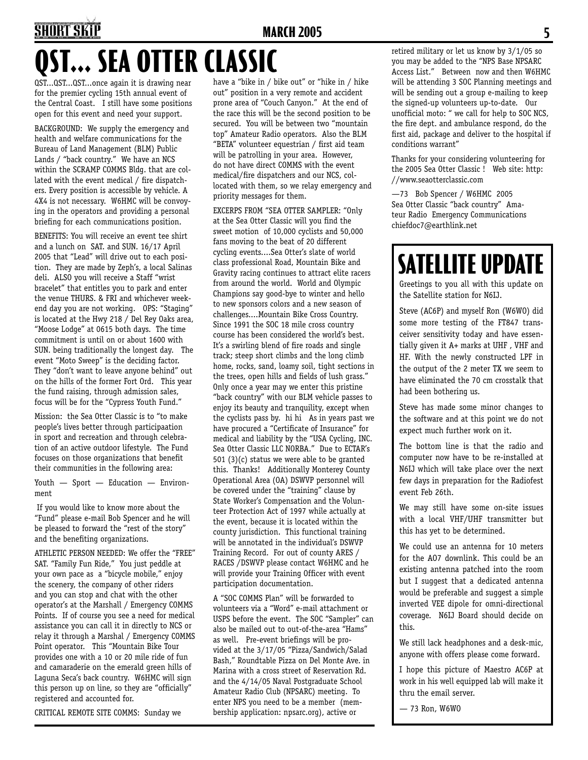# QST... SEA OTTER CLASSIC

QST...QST...QST...once again it is drawing near for the premier cycling 15th annual event of the Central Coast. I still have some positions open for this event and need your support.

BACKGROUND: We supply the emergency and health and welfare communications for the Bureau of Land Management (BLM) Public Lands / "back country." We have an NCS within the SCRAMP COMMS Bldg. that are collated with the event medical / fire dispatchers. Every position is accessible by vehicle. A 4X4 is not necessary. W6HMC will be convoying in the operators and providing a personal briefing for each communications position.

BENEFITS: You will receive an event tee shirt and a lunch on SAT. and SUN. 16/17 April 2005 that "Lead" will drive out to each position. They are made by Zeph's, a local Salinas deli. ALSO you will receive a Staff "wrist bracelet" that entitles you to park and enter the venue THURS. & FRI and whichever weekend day you are not working. OPS: "Staging" is located at the Hwy 218 / Del Rey Oaks area, "Moose Lodge" at 0615 both days. The time commitment is until on or about 1600 with SUN. being traditionally the longest day. The event "Moto Sweep" is the deciding factor. They "don't want to leave anyone behind" out on the hills of the former Fort Ord. This year the fund raising, through admission sales, focus will be for the "Cypress Youth Fund."

Mission: the Sea Otter Classic is to "to make people's lives better through participaation in sport and recreation and through celebration of an active outdoor lifestyle. The Fund focuses on those organizations that benefit their communities in the following area:

Youth — Sport — Education — Environment

If you would like to know more about the "Fund" please e-mail Bob Spencer and he will be pleased to forward the "rest of the story" and the benefiting organizations.

ATHLETIC PERSON NEEDED: We offer the "FREE" SAT. "Family Fun Ride," You just peddle at your own pace as a "bicycle mobile," enjoy the scenery, the company of other riders and you can stop and chat with the other operator's at the Marshall / Emergency COMMS Points. If of course you see a need for medical assistance you can call it in directly to NCS or relay it through a Marshal / Emergency COMMS Point operator. This "Mountain Bike Tour provides one with a 10 or 20 mile ride of fun and camaraderie on the emerald green hills of Laguna Seca's back country. W6HMC will sign this person up on line, so they are "officially" registered and accounted for.

CRITICAL REMOTE SITE COMMS: Sunday we have a "bike in / bike out" or "hike in / hike out" position in a very remote and accident prone area of "Couch Canyon." At the end of the race this will be the second position to be secured. You will be between two "mountain top" Amateur Radio operators. Also the BLM "BETA" volunteer equestrian / first aid team will be patrolling in your area. However, do not have direct COMMS with the event medical/fire dispatchers and our NCS, collocated with them, so we relay emergency and priority messages for them.

EXCERPS FROM "SEA OTTER SAMPLER: "Only at the Sea Otter Classic will you find the sweet motion of 10,000 cyclists and 50,000 fans moving to the beat of 20 different cycling events....Sea Otter's slate of world class professional Road, Mountain Bike and Gravity racing continues to attract elite racers from around the world. World and Olympic Champions say good-bye to winter and hello to new sponsors colors and a new season of challenges....Mountain Bike Cross Country. Since 1991 the SOC 18 mile cross country course has been considered the world's best. It's a swirling blend of fire roads and single track; steep short climbs and the long climb home, rocks, sand, loamy soil, tight sections in the trees, open hills and fields of lush grass." Only once a year may we enter this pristine "back country" with our BLM vehicle passes to enjoy its beauty and tranquility, except when the cyclists pass by. hi hi As in years past we have procured a "Certificate of Insurance" for medical and liability by the "USA Cycling, INC. Sea Otter Classic LLC NORBA." Due to ECTAR's 501 (3)(c) status we were able to be granted this. Thanks! Additionally Monterey County Operational Area (OA) DSWVP personnel will be covered under the "training" clause by State Worker's Compensation and the Volunteer Protection Act of 1997 while actually at the event, because it is located within the county jurisdiction. This functional training will be annotated in the individual's DSWVP Training Record. For out of county ARES / RACES /DSWVP please contact W6HMC and he will provide your Training Officer with event participation documentation.

A "SOC COMMS Plan" will be forwarded to volunteers via a "Word" e-mail attachment or USPS before the event. The SOC "Sampler" can also be mailed out to out-of-the-area "Hams" as well. Pre-event briefings will be provided at the 3/17/05 "Pizza/Sandwich/Salad Bash," Roundtable Pizza on Del Monte Ave. in Marina with a cross street of Reservation Rd. and the 4/14/05 Naval Postgraduate School Amateur Radio Club (NPSARC) meeting. To enter NPS you need to be a member (membership application: npsarc.org), active or retired military or let us know by 3/1/05 so you may be added to the "NPS Base NPSARC Access List." Between now and then W6HMC will be attending 3 SOC Planning meetings and will be sending out a group e-mailing to keep the signed-up volunteers up-to-date. Our unofficial moto: " we call for help to SOC NCS, the fire dept. and ambulance respond, do the first aid, package and deliver to the hospital if conditions warrant"

Thanks for your considering volunteering for the 2005 Sea Otter Classic ! Web site: http://www.seaotterclassic.com

—73 Bob Spencer / W6HMC 2005 Sea Otter Classic "back country" Amateur Radio Emergency Communications chiefdoc7@earthlink.net

# SATELLITE UPDATE

Greetings to you all with this update on the Satellite station for N6IJ.

Steve (AC6P) and myself Ron (W6WO) did some more testing of the FT847 transceiver sensitivity today and have essentially given it A+ marks at UHF , VHF and HF. With the newly constructed LPF in the output of the 2 meter TX we seem to have eliminated the 70 cm crosstalk that had been bothering us.

Steve has made some minor changes to the software and at this point we do not expect much further work on it.

The bottom line is that the radio and computer now have to be re-installed at N6IJ which will take place over the next few days in preparation for the Radiofest event Feb 26th.

We may still have some on-site issues with a local VHF/UHF transmitter but this has yet to be determined.

We could use an antenna for 10 meters for the AO7 downlink. This could be an existing antenna patched into the room but I suggest that a dedicated antenna would be preferable and suggest a simple inverted VEE dipole for omni-directional coverage. N6IJ Board should decide on this.

We still lack headphones and a desk-mic, anyone with offers please come forward.

I hope this picture of Maestro AC6P at work in his well equipped lab will make it thru the email server.

— 73 Ron, W6WO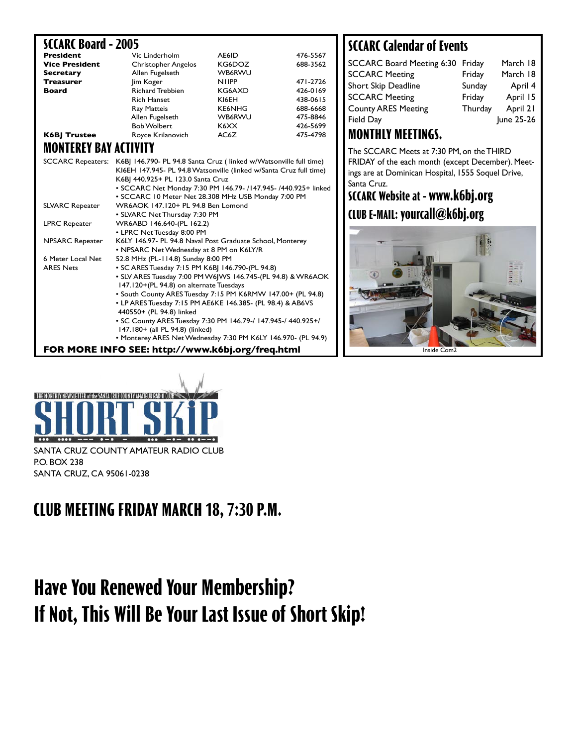## SCCARC Board - 2005

| | | | |
|---|---|---|---|
| **President** | Vic Linderholm | AE6ID | 476-5567 |
| **Vice President** | Christopher Angelos | KG6DOZ | 688-3562 |
| **Secretary** | Allen Fugelseth | WB6RWU | |
| **Treasurer** | Jim Koger | N1IPP | 471-2726 |
| **Board** | Richard Trebbien | KG6AXD | 426-0169 |
| | Rich Hanset | KI6EH | 438-0615 |
| | Ray Matteis | KE6NHG | 688-6668 |
| | Allen Fugelseth | WB6RWU | 475-8846 |
| | Bob Wolbert | K6XX | 426-5699 |
| **K6BJ Trustee** | Royce Krilanovich | AC6Z | 475-4798 |

## MONTEREY BAY ACTIVITY

SCCARC Repeaters: K6BJ 146.790- PL 94.8 Santa Cruz ( linked w/Watsonville full time)
KI6EH 147.945- PL 94.8 Watsonville (linked w/Santa Cruz full time)
K6BJ 440.925+ PL 123.0 Santa Cruz
- SCCARC Net Monday 7:30 PM 146.79- /147.945- /440.925+ linked
- SCCARC 10 Meter Net 28.308 MHz USB Monday 7:00 PM

SLVARC Repeater: WR6AOK 147.120+ PL 94.8 Ben Lomond
- SLVARC Net Thursday 7:30 PM

LPRC Repeater: WR6ABD 146.640-(PL 162.2)
- LPRC Net Tuesday 8:00 PM

NPSARC Repeater: K6LY 146.97- PL 94.8 Naval Post Graduate School, Monterey
- NPSARC Net Wednesday at 8 PM on K6LY/R

6 Meter Local Net: 52.8 MHz (PL-114.8) Sunday 8:00 PM

ARES Nets:
- SC ARES Tuesday 7:15 PM K6BJ 146.790-(PL 94.8)
- SLV ARES Tuesday 7:00 PM W6JWS 146.745-(PL 94.8) & WR6AOK 147.120+(PL 94.8) on alternate Tuesdays
- South County ARES Tuesday 7:15 PM K6RMW 147.00+ (PL 94.8)
- LP ARES Tuesday 7:15 PM AE6KE 146.385- (PL 98.4) & AB6VS 440550+ (PL 94.8) linked
- SC County ARES Tuesday 7:30 PM 146.79-/ 147.945-/ 440.925+/ 147.180+ (all PL 94.8) (linked)
- Monterey ARES Net Wednesday 7:30 PM K6LY 146.970- (PL 94.9)

**FOR MORE INFO SEE: http://www.k6bj.org/freq.html**

## SCCARC Calendar of Events

| | | |
|---|---|---|
| SCCARC Board Meeting 6:30 | Friday | March 18 |
| SCCARC Meeting | Friday | March 18 |
| Short Skip Deadline | Sunday | April 4 |
| SCCARC Meeting | Friday | April 15 |
| County ARES Meeting | Thurday | April 21 |
| Field Day | | June 25-26 |

## MONTHLY MEETINGS.

The SCCARC Meets at 7:30 PM, on the THIRD FRIDAY of the each month (except December). Meetings are at Dominican Hospital, 1555 Soquel Drive, Santa Cruz.

## SCCARC Website at - www.k6bj.org

## CLUB E-MAIL: yourcall@k6bj.org

Inside Com2

THE MONTHLY NEWSLETTER of the SANTA CRUZ COUNTY AMATEUR RADIO CLUB

SHORT SKIP

SANTA CRUZ COUNTY AMATEUR RADIO CLUB
P.O. BOX 238
SANTA CRUZ, CA 95061-0238

## CLUB MEETING FRIDAY MARCH 18, 7:30 P.M.

# Have You Renewed Your Membership?
# If Not, This Will Be Your Last Issue of Short Skip!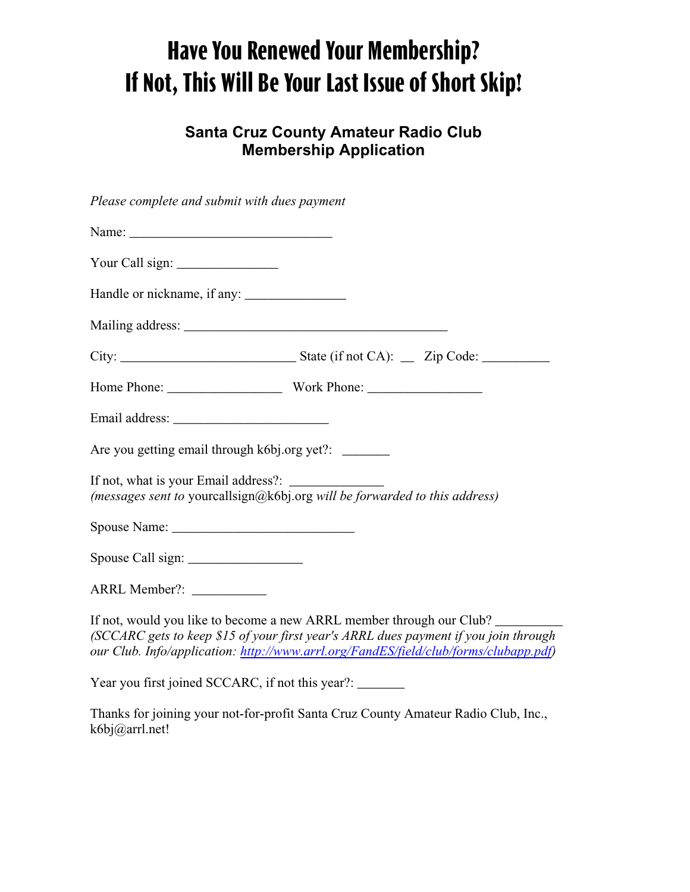# Have You Renewed Your Membership?
# If Not, This Will Be Your Last Issue of Short Skip!

## Santa Cruz County Amateur Radio Club
## Membership Application

*Please complete and submit with dues payment*

Name: ______________________________

Your Call sign: _______________

Handle or nickname, if any: _______________

Mailing address: _______________________________________

City: _________________________ State (if not CA): __ Zip Code: __________

Home Phone: _________________ Work Phone: _________________

Email address: _______________________

Are you getting email through k6bj.org yet?: _______

If not, what is your Email address?: ______________
*(messages sent to* yourcallsign@k6bj.org *will be forwarded to this address)*

Spouse Name: ___________________________

Spouse Call sign: _________________

ARRL Member?: ___________

If not, would you like to become a new ARRL member through our Club? __________
*(SCCARC gets to keep $15 of your first year's ARRL dues payment if you join through our Club. Info/application: http://www.arrl.org/FandES/field/club/forms/clubapp.pdf)*

Year you first joined SCCARC, if not this year?: _______

Thanks for joining your not-for-profit Santa Cruz County Amateur Radio Club, Inc., k6bj@arrl.net!